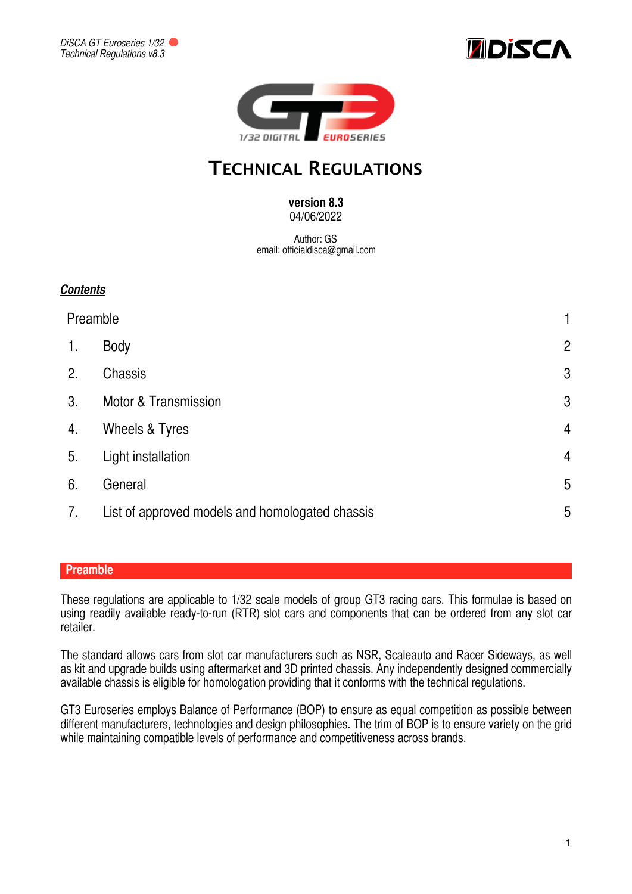# TECHNICAL REGULATIONS

**version 8.3**
04/06/2022

Author: GS
email: officialdisca@gmail.com

***Contents***

| | | |
|---|---|---|
| Preamble | | 1 |
| 1. | Body | 2 |
| 2. | Chassis | 3 |
| 3. | Motor & Transmission | 3 |
| 4. | Wheels & Tyres | 4 |
| 5. | Light installation | 4 |
| 6. | General | 5 |
| 7. | List of approved models and homologated chassis | 5 |

## Preamble

These regulations are applicable to 1/32 scale models of group GT3 racing cars. This formulae is based on using readily available ready-to-run (RTR) slot cars and components that can be ordered from any slot car retailer.

The standard allows cars from slot car manufacturers such as NSR, Scaleauto and Racer Sideways, as well as kit and upgrade builds using aftermarket and 3D printed chassis. Any independently designed commercially available chassis is eligible for homologation providing that it conforms with the technical regulations.

GT3 Euroseries employs Balance of Performance (BOP) to ensure as equal competition as possible between different manufacturers, technologies and design philosophies. The trim of BOP is to ensure variety on the grid while maintaining compatible levels of performance and competitiveness across brands.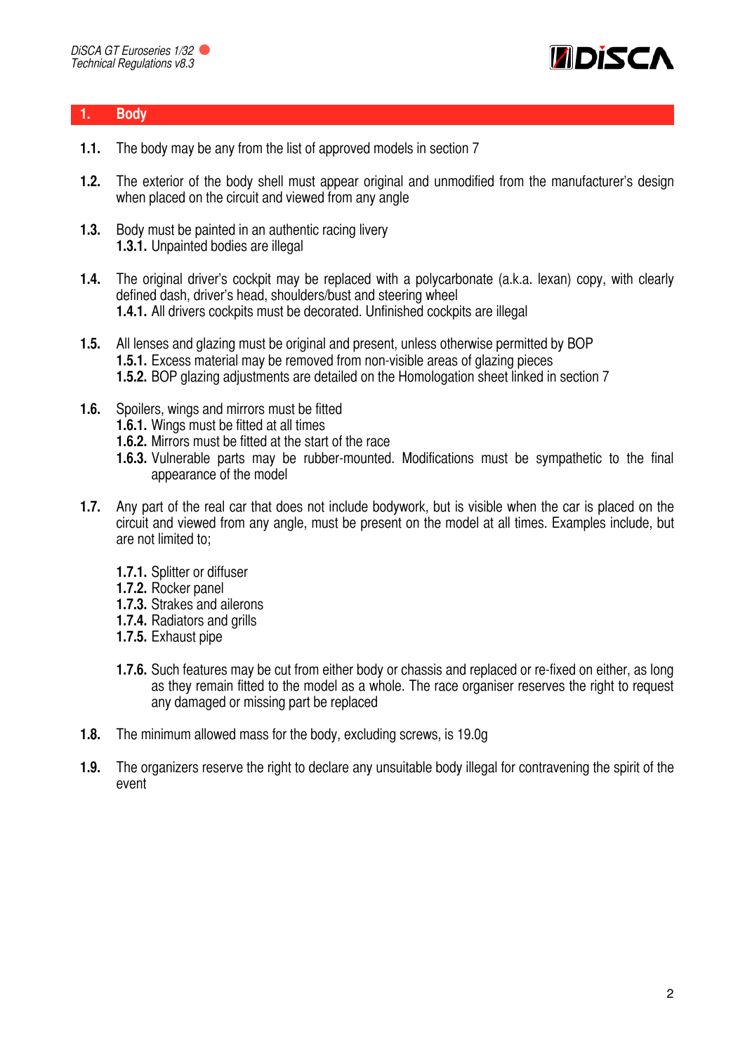## 1. Body

**1.1.** The body may be any from the list of approved models in section 7

**1.2.** The exterior of the body shell must appear original and unmodified from the manufacturer's design when placed on the circuit and viewed from any angle

**1.3.** Body must be painted in an authentic racing livery
- **1.3.1.** Unpainted bodies are illegal

**1.4.** The original driver's cockpit may be replaced with a polycarbonate (a.k.a. lexan) copy, with clearly defined dash, driver's head, shoulders/bust and steering wheel
- **1.4.1.** All drivers cockpits must be decorated. Unfinished cockpits are illegal

**1.5.** All lenses and glazing must be original and present, unless otherwise permitted by BOP
- **1.5.1.** Excess material may be removed from non-visible areas of glazing pieces
- **1.5.2.** BOP glazing adjustments are detailed on the Homologation sheet linked in section 7

**1.6.** Spoilers, wings and mirrors must be fitted
- **1.6.1.** Wings must be fitted at all times
- **1.6.2.** Mirrors must be fitted at the start of the race
- **1.6.3.** Vulnerable parts may be rubber-mounted. Modifications must be sympathetic to the final appearance of the model

**1.7.** Any part of the real car that does not include bodywork, but is visible when the car is placed on the circuit and viewed from any angle, must be present on the model at all times. Examples include, but are not limited to;

- **1.7.1.** Splitter or diffuser
- **1.7.2.** Rocker panel
- **1.7.3.** Strakes and ailerons
- **1.7.4.** Radiators and grills
- **1.7.5.** Exhaust pipe

- **1.7.6.** Such features may be cut from either body or chassis and replaced or re-fixed on either, as long as they remain fitted to the model as a whole. The race organiser reserves the right to request any damaged or missing part be replaced

**1.8.** The minimum allowed mass for the body, excluding screws, is 19.0g

**1.9.** The organizers reserve the right to declare any unsuitable body illegal for contravening the spirit of the event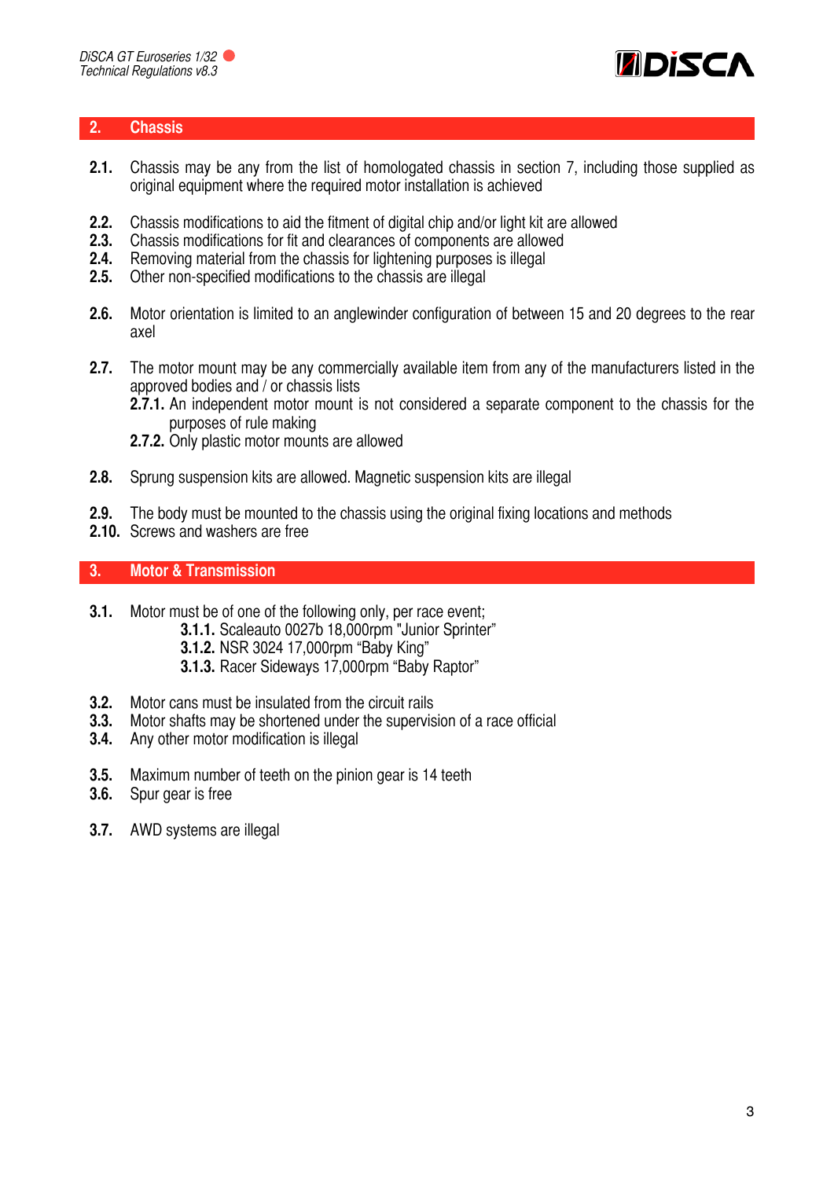## 2. Chassis

**2.1.** Chassis may be any from the list of homologated chassis in section 7, including those supplied as original equipment where the required motor installation is achieved

**2.2.** Chassis modifications to aid the fitment of digital chip and/or light kit are allowed
**2.3.** Chassis modifications for fit and clearances of components are allowed
**2.4.** Removing material from the chassis for lightening purposes is illegal
**2.5.** Other non-specified modifications to the chassis are illegal

**2.6.** Motor orientation is limited to an anglewinder configuration of between 15 and 20 degrees to the rear axel

**2.7.** The motor mount may be any commercially available item from any of the manufacturers listed in the approved bodies and / or chassis lists

- **2.7.1.** An independent motor mount is not considered a separate component to the chassis for the purposes of rule making
- **2.7.2.** Only plastic motor mounts are allowed

**2.8.** Sprung suspension kits are allowed. Magnetic suspension kits are illegal

**2.9.** The body must be mounted to the chassis using the original fixing locations and methods
**2.10.** Screws and washers are free

## 3. Motor & Transmission

**3.1.** Motor must be of one of the following only, per race event;

- **3.1.1.** Scaleauto 0027b 18,000rpm "Junior Sprinter"
- **3.1.2.** NSR 3024 17,000rpm "Baby King"
- **3.1.3.** Racer Sideways 17,000rpm "Baby Raptor"

**3.2.** Motor cans must be insulated from the circuit rails
**3.3.** Motor shafts may be shortened under the supervision of a race official
**3.4.** Any other motor modification is illegal

**3.5.** Maximum number of teeth on the pinion gear is 14 teeth
**3.6.** Spur gear is free

**3.7.** AWD systems are illegal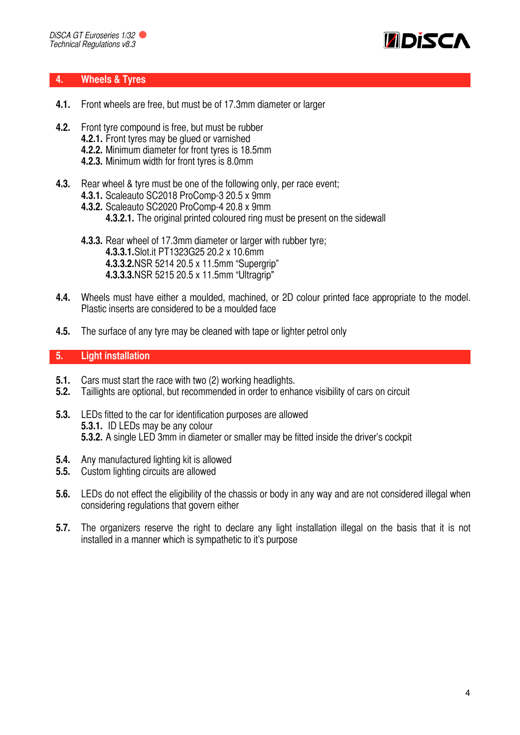## 4. Wheels & Tyres

**4.1.** Front wheels are free, but must be of 17.3mm diameter or larger

**4.2.** Front tyre compound is free, but must be rubber
- **4.2.1.** Front tyres may be glued or varnished
- **4.2.2.** Minimum diameter for front tyres is 18.5mm
- **4.2.3.** Minimum width for front tyres is 8.0mm

**4.3.** Rear wheel & tyre must be one of the following only, per race event;
- **4.3.1.** Scaleauto SC2018 ProComp-3 20.5 x 9mm
- **4.3.2.** Scaleauto SC2020 ProComp-4 20.8 x 9mm
  - **4.3.2.1.** The original printed coloured ring must be present on the sidewall
- **4.3.3.** Rear wheel of 17.3mm diameter or larger with rubber tyre;
  - **4.3.3.1.** Slot.it PT1323G25 20.2 x 10.6mm
  - **4.3.3.2.** NSR 5214 20.5 x 11.5mm "Supergrip"
  - **4.3.3.3.** NSR 5215 20.5 x 11.5mm "Ultragrip"

**4.4.** Wheels must have either a moulded, machined, or 2D colour printed face appropriate to the model. Plastic inserts are considered to be a moulded face

**4.5.** The surface of any tyre may be cleaned with tape or lighter petrol only

## 5. Light installation

**5.1.** Cars must start the race with two (2) working headlights.
**5.2.** Taillights are optional, but recommended in order to enhance visibility of cars on circuit

**5.3.** LEDs fitted to the car for identification purposes are allowed
- **5.3.1.** ID LEDs may be any colour
- **5.3.2.** A single LED 3mm in diameter or smaller may be fitted inside the driver's cockpit

**5.4.** Any manufactured lighting kit is allowed
**5.5.** Custom lighting circuits are allowed

**5.6.** LEDs do not effect the eligibility of the chassis or body in any way and are not considered illegal when considering regulations that govern either

**5.7.** The organizers reserve the right to declare any light installation illegal on the basis that it is not installed in a manner which is sympathetic to it's purpose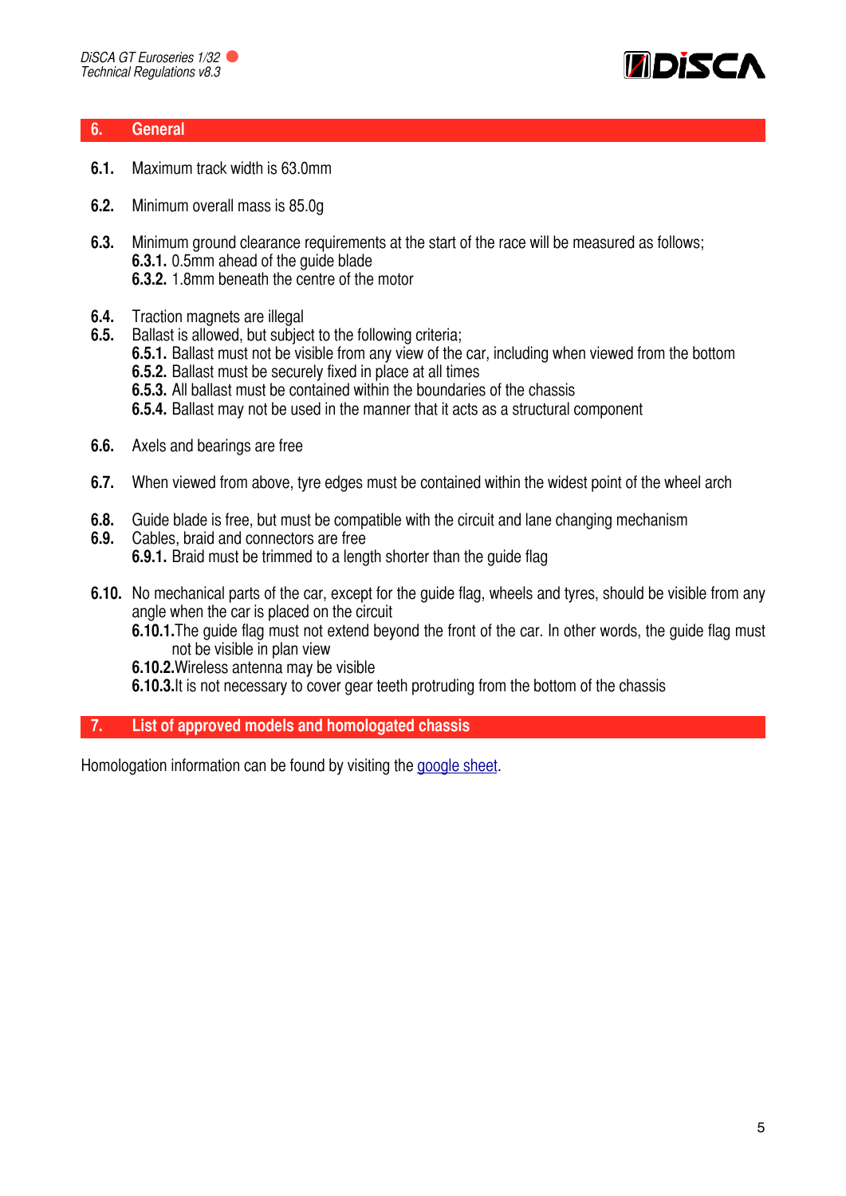## 6. General

**6.1.** Maximum track width is 63.0mm

**6.2.** Minimum overall mass is 85.0g

**6.3.** Minimum ground clearance requirements at the start of the race will be measured as follows;
- **6.3.1.** 0.5mm ahead of the guide blade
- **6.3.2.** 1.8mm beneath the centre of the motor

**6.4.** Traction magnets are illegal

**6.5.** Ballast is allowed, but subject to the following criteria;
- **6.5.1.** Ballast must not be visible from any view of the car, including when viewed from the bottom
- **6.5.2.** Ballast must be securely fixed in place at all times
- **6.5.3.** All ballast must be contained within the boundaries of the chassis
- **6.5.4.** Ballast may not be used in the manner that it acts as a structural component

**6.6.** Axels and bearings are free

**6.7.** When viewed from above, tyre edges must be contained within the widest point of the wheel arch

**6.8.** Guide blade is free, but must be compatible with the circuit and lane changing mechanism

**6.9.** Cables, braid and connectors are free
- **6.9.1.** Braid must be trimmed to a length shorter than the guide flag

**6.10.** No mechanical parts of the car, except for the guide flag, wheels and tyres, should be visible from any angle when the car is placed on the circuit
- **6.10.1.** The guide flag must not extend beyond the front of the car. In other words, the guide flag must not be visible in plan view
- **6.10.2.** Wireless antenna may be visible
- **6.10.3.** It is not necessary to cover gear teeth protruding from the bottom of the chassis

## 7. List of approved models and homologated chassis

Homologation information can be found by visiting the google sheet.